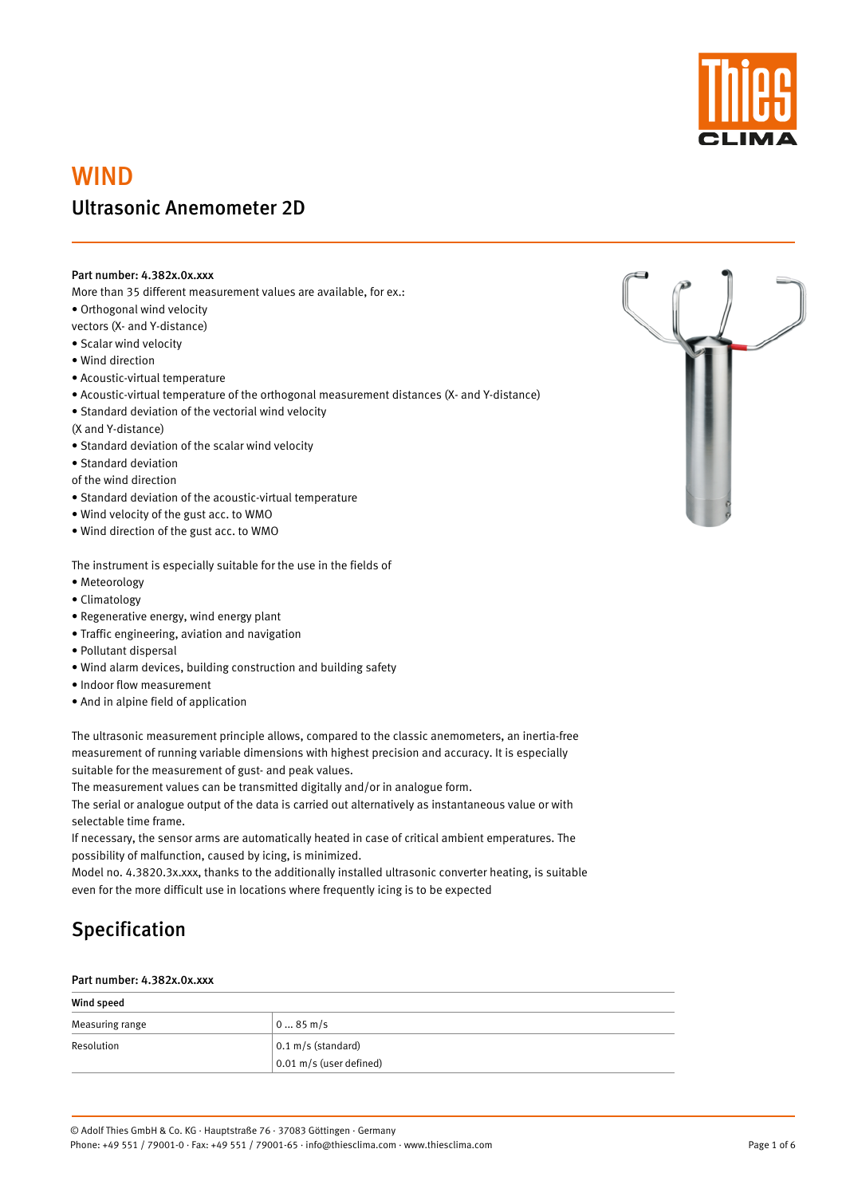# WIND

## Ultrasonic Anemometer 2D

**Part number: 4.382x.0x.xxx**

More than 35 different measurement values are available, for ex.:

- Orthogonal wind velocity
vectors (X- and Y-distance)
- Scalar wind velocity
- Wind direction
- Acoustic-virtual temperature
- Acoustic-virtual temperature of the orthogonal measurement distances (X- and Y-distance)
- Standard deviation of the vectorial wind velocity
(X and Y-distance)
- Standard deviation of the scalar wind velocity
- Standard deviation
of the wind direction
- Standard deviation of the acoustic-virtual temperature
- Wind velocity of the gust acc. to WMO
- Wind direction of the gust acc. to WMO

The instrument is especially suitable for the use in the fields of

- Meteorology
- Climatology
- Regenerative energy, wind energy plant
- Traffic engineering, aviation and navigation
- Pollutant dispersal
- Wind alarm devices, building construction and building safety
- Indoor flow measurement
- And in alpine field of application

The ultrasonic measurement principle allows, compared to the classic anemometers, an inertia-free measurement of running variable dimensions with highest precision and accuracy. It is especially suitable for the measurement of gust- and peak values.
The measurement values can be transmitted digitally and/or in analogue form.
The serial or analogue output of the data is carried out alternatively as instantaneous value or with selectable time frame.
If necessary, the sensor arms are automatically heated in case of critical ambient emperatures. The possibility of malfunction, caused by icing, is minimized.
Model no. 4.3820.3x.xxx, thanks to the additionally installed ultrasonic converter heating, is suitable even for the more difficult use in locations where frequently icing is to be expected

## Specification

**Part number: 4.382x.0x.xxx**

| **Wind speed** | |
|---|---|
| Measuring range | 0 ... 85 m/s |
| Resolution | 0.1 m/s (standard)<br>0.01 m/s (user defined) |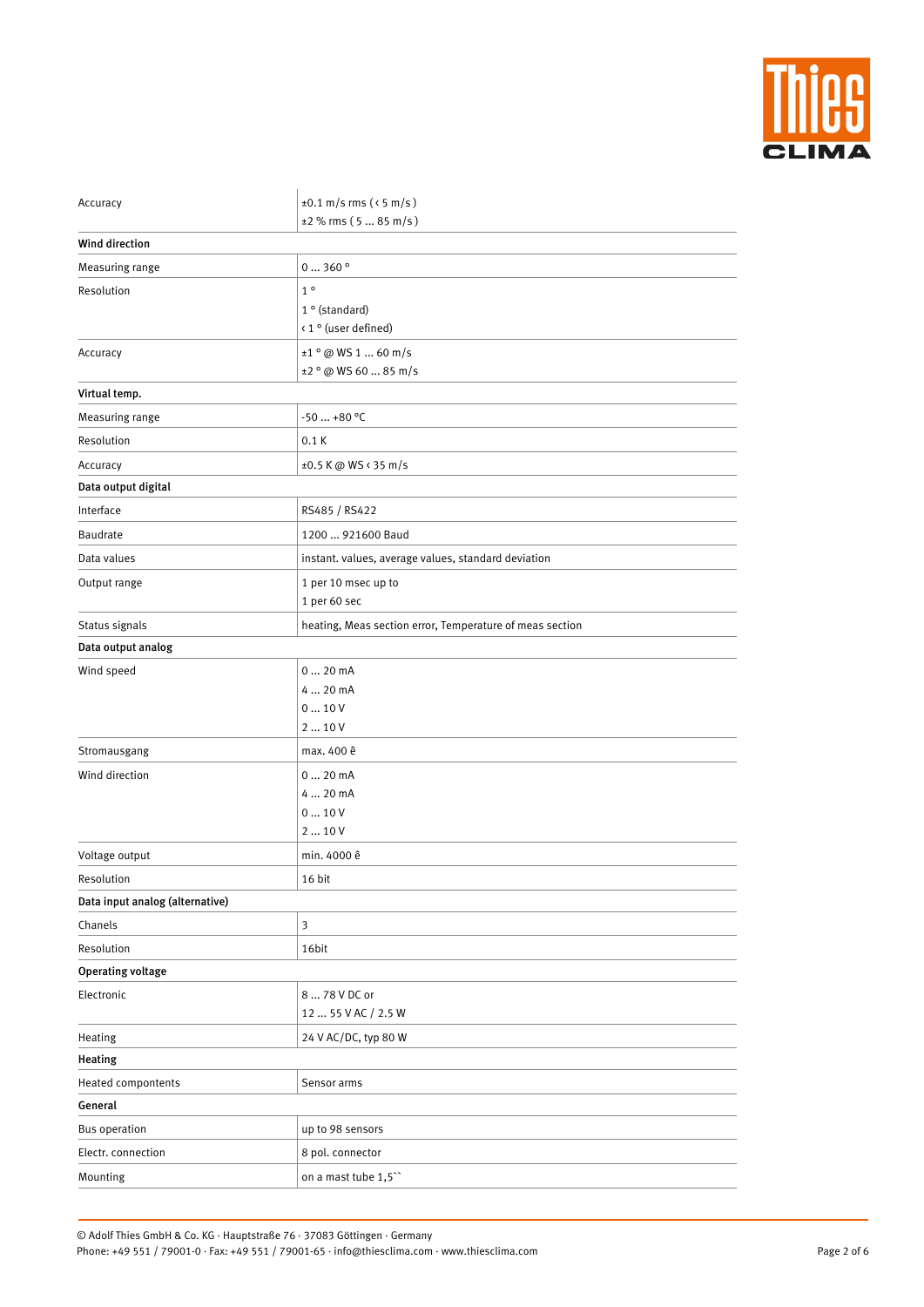| | |
|---|---|
| Accuracy | ±0.1 m/s rms ( ‹ 5 m/s )<br>±2 % rms ( 5 … 85 m/s ) |
| **Wind direction** | |
| Measuring range | 0 … 360 ° |
| Resolution | 1 °<br>1 ° (standard)<br>‹ 1 ° (user defined) |
| Accuracy | ±1 ° @ WS 1 … 60 m/s<br>±2 ° @ WS 60 … 85 m/s |
| **Virtual temp.** | |
| Measuring range | -50 … +80 °C |
| Resolution | 0.1 K |
| Accuracy | ±0.5 K @ WS ‹ 35 m/s |
| **Data output digital** | |
| Interface | RS485 / RS422 |
| Baudrate | 1200 … 921600 Baud |
| Data values | instant. values, average values, standard deviation |
| Output range | 1 per 10 msec up to<br>1 per 60 sec |
| Status signals | heating, Meas section error, Temperature of meas section |
| **Data output analog** | |
| Wind speed | 0 … 20 mA<br>4 … 20 mA<br>0 … 10 V<br>2 … 10 V |
| Stromausgang | max. 400 ê |
| Wind direction | 0 … 20 mA<br>4 … 20 mA<br>0 … 10 V<br>2 … 10 V |
| Voltage output | min. 4000 ê |
| Resolution | 16 bit |
| **Data input analog (alternative)** | |
| Chanels | 3 |
| Resolution | 16bit |
| **Operating voltage** | |
| Electronic | 8 … 78 V DC or<br>12 … 55 V AC / 2.5 W |
| Heating | 24 V AC/DC, typ 80 W |
| **Heating** | |
| Heated compontents | Sensor arms |
| **General** | |
| Bus operation | up to 98 sensors |
| Electr. connection | 8 pol. connector |
| Mounting | on a mast tube 1,5`` |

© Adolf Thies GmbH & Co. KG · Hauptstraße 76 · 37083 Göttingen · Germany
Phone: +49 551 / 79001-0 · Fax: +49 551 / 79001-65 · info@thiesclima.com · www.thiesclima.com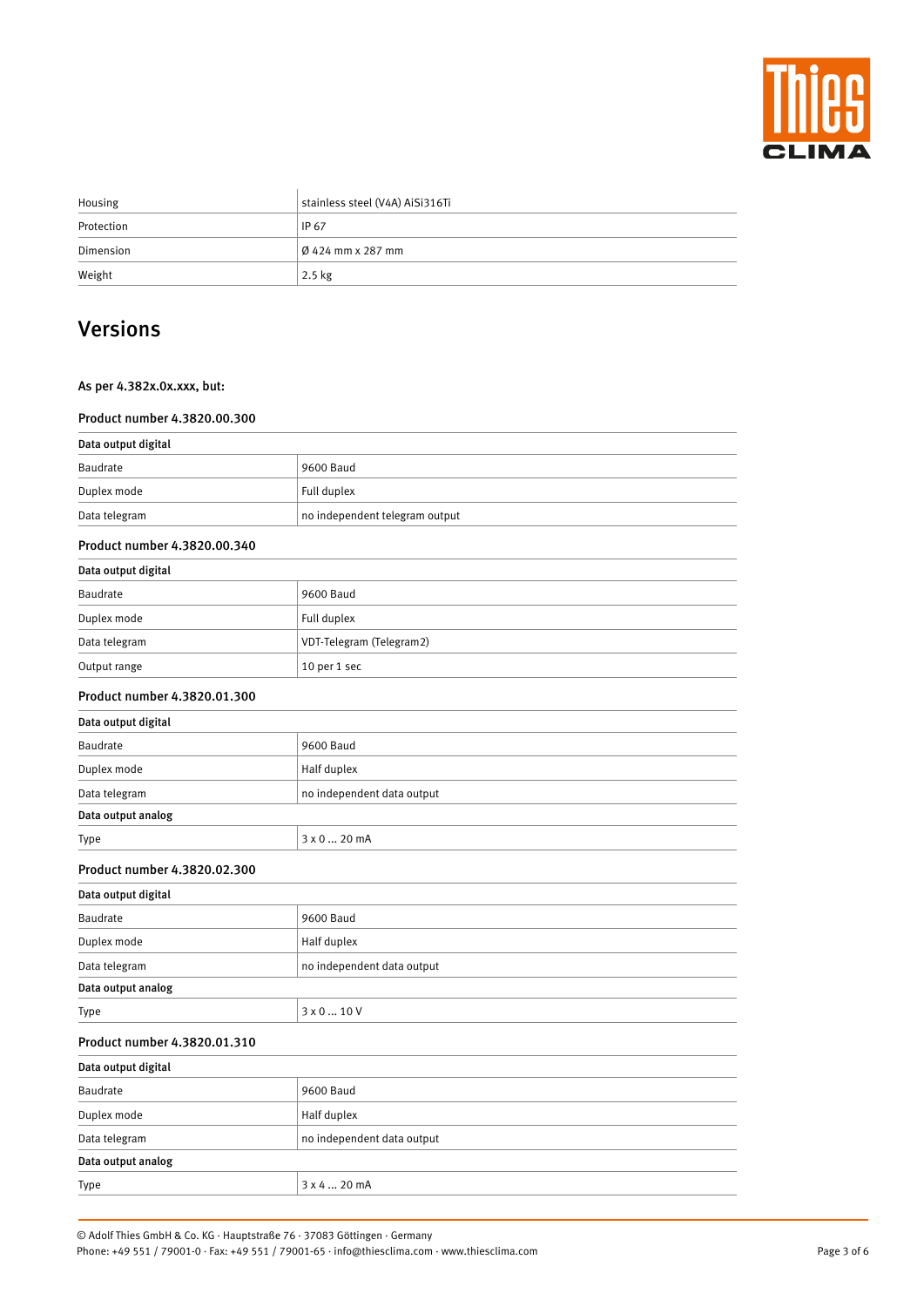| | |
|---|---|
| Housing | stainless steel (V4A) AiSi316Ti |
| Protection | IP 67 |
| Dimension | Ø 424 mm x 287 mm |
| Weight | 2.5 kg |

## Versions

### As per 4.382x.0x.xxx, but:

### Product number 4.3820.00.300

| **Data output digital** | |
|---|---|
| Baudrate | 9600 Baud |
| Duplex mode | Full duplex |
| Data telegram | no independent telegram output |

### Product number 4.3820.00.340

| **Data output digital** | |
|---|---|
| Baudrate | 9600 Baud |
| Duplex mode | Full duplex |
| Data telegram | VDT-Telegram (Telegram2) |
| Output range | 10 per 1 sec |

### Product number 4.3820.01.300

| **Data output digital** | |
|---|---|
| Baudrate | 9600 Baud |
| Duplex mode | Half duplex |
| Data telegram | no independent data output |
| **Data output analog** | |
| Type | 3 x 0 … 20 mA |

### Product number 4.3820.02.300

| **Data output digital** | |
|---|---|
| Baudrate | 9600 Baud |
| Duplex mode | Half duplex |
| Data telegram | no independent data output |
| **Data output analog** | |
| Type | 3 x 0 … 10 V |

### Product number 4.3820.01.310

| **Data output digital** | |
|---|---|
| Baudrate | 9600 Baud |
| Duplex mode | Half duplex |
| Data telegram | no independent data output |
| **Data output analog** | |
| Type | 3 x 4 … 20 mA |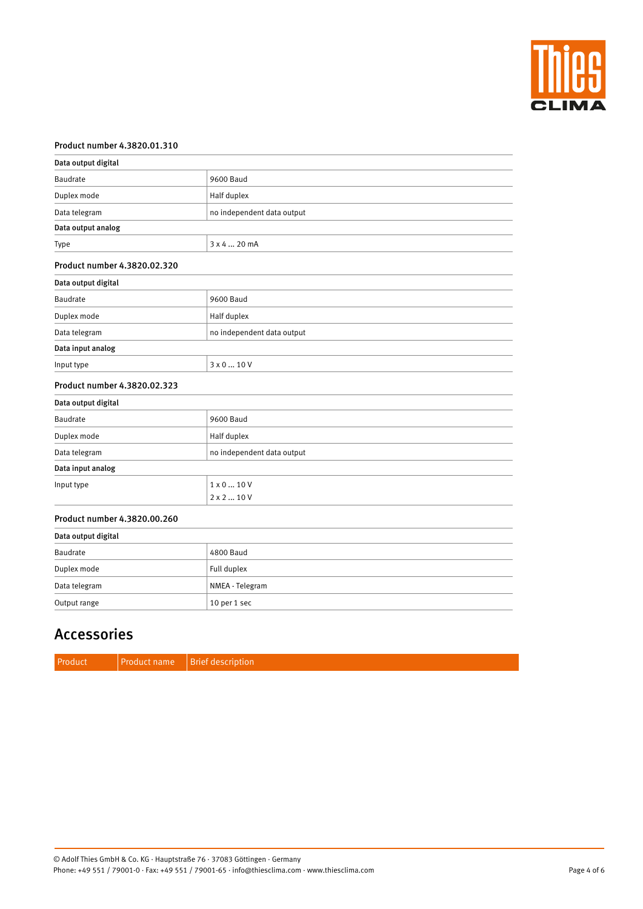Product number 4.3820.01.310

| Data output digital | |
|---|---|
| Baudrate | 9600 Baud |
| Duplex mode | Half duplex |
| Data telegram | no independent data output |
| **Data output analog** | |
| Type | 3 x 4 ... 20 mA |

Product number 4.3820.02.320

| Data output digital | |
|---|---|
| Baudrate | 9600 Baud |
| Duplex mode | Half duplex |
| Data telegram | no independent data output |
| **Data input analog** | |
| Input type | 3 x 0 ... 10 V |

Product number 4.3820.02.323

| Data output digital | |
|---|---|
| Baudrate | 9600 Baud |
| Duplex mode | Half duplex |
| Data telegram | no independent data output |
| **Data input analog** | |
| Input type | 1 x 0 ... 10 V<br>2 x 2 ... 10 V |

Product number 4.3820.00.260

| Data output digital | |
|---|---|
| Baudrate | 4800 Baud |
| Duplex mode | Full duplex |
| Data telegram | NMEA - Telegram |
| Output range | 10 per 1 sec |

# Accessories

| Product | Product name | Brief description |
|---|---|---|

© Adolf Thies GmbH & Co. KG · Hauptstraße 76 · 37083 Göttingen · Germany
Phone: +49 551 / 79001-0 · Fax: +49 551 / 79001-65 · info@thiesclima.com · www.thiesclima.com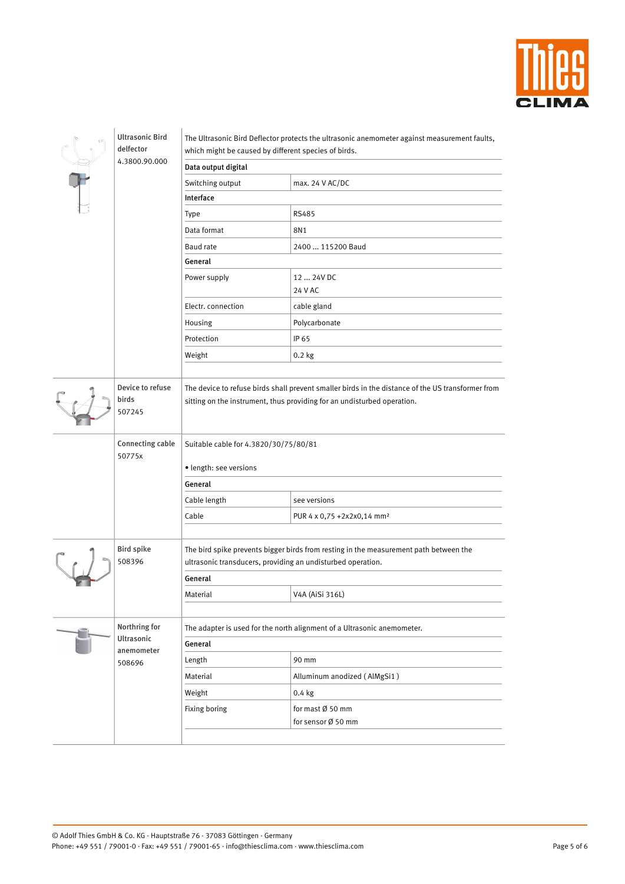## Ultrasonic Bird delfector 4.3800.90.000

The Ultrasonic Bird Deflector protects the ultrasonic anemometer against measurement faults, which might be caused by different species of birds.

| **Data output digital** | |
|---|---|
| Switching output | max. 24 V AC/DC |
| **Interface** | |
| Type | RS485 |
| Data format | 8N1 |
| Baud rate | 2400 ... 115200 Baud |
| **General** | |
| Power supply | 12 ... 24V DC<br>24 V AC |
| Electr. connection | cable gland |
| Housing | Polycarbonate |
| Protection | IP 65 |
| Weight | 0.2 kg |

## Device to refuse birds 507245

The device to refuse birds shall prevent smaller birds in the distance of the US transformer from sitting on the instrument, thus providing for an undisturbed operation.

## Connecting cable 50775x

Suitable cable for 4.3820/30/75/80/81

- length: see versions

| **General** | |
|---|---|
| Cable length | see versions |
| Cable | PUR 4 x 0,75 +2x2x0,14 mm² |

## Bird spike 508396

The bird spike prevents bigger birds from resting in the measurement path between the ultrasonic transducers, providing an undisturbed operation.

| **General** | |
|---|---|
| Material | V4A (AiSi 316L) |

## Northring for Ultrasonic anemometer 508696

The adapter is used for the north alignment of a Ultrasonic anemometer.

| **General** | |
|---|---|
| Length | 90 mm |
| Material | Alluminum anodized ( AlMgSi1 ) |
| Weight | 0.4 kg |
| Fixing boring | for mast Ø 50 mm<br>for sensor Ø 50 mm |

© Adolf Thies GmbH & Co. KG · Hauptstraße 76 · 37083 Göttingen · Germany
Phone: +49 551 / 79001-0 · Fax: +49 551 / 79001-65 · info@thiesclima.com · www.thiesclima.com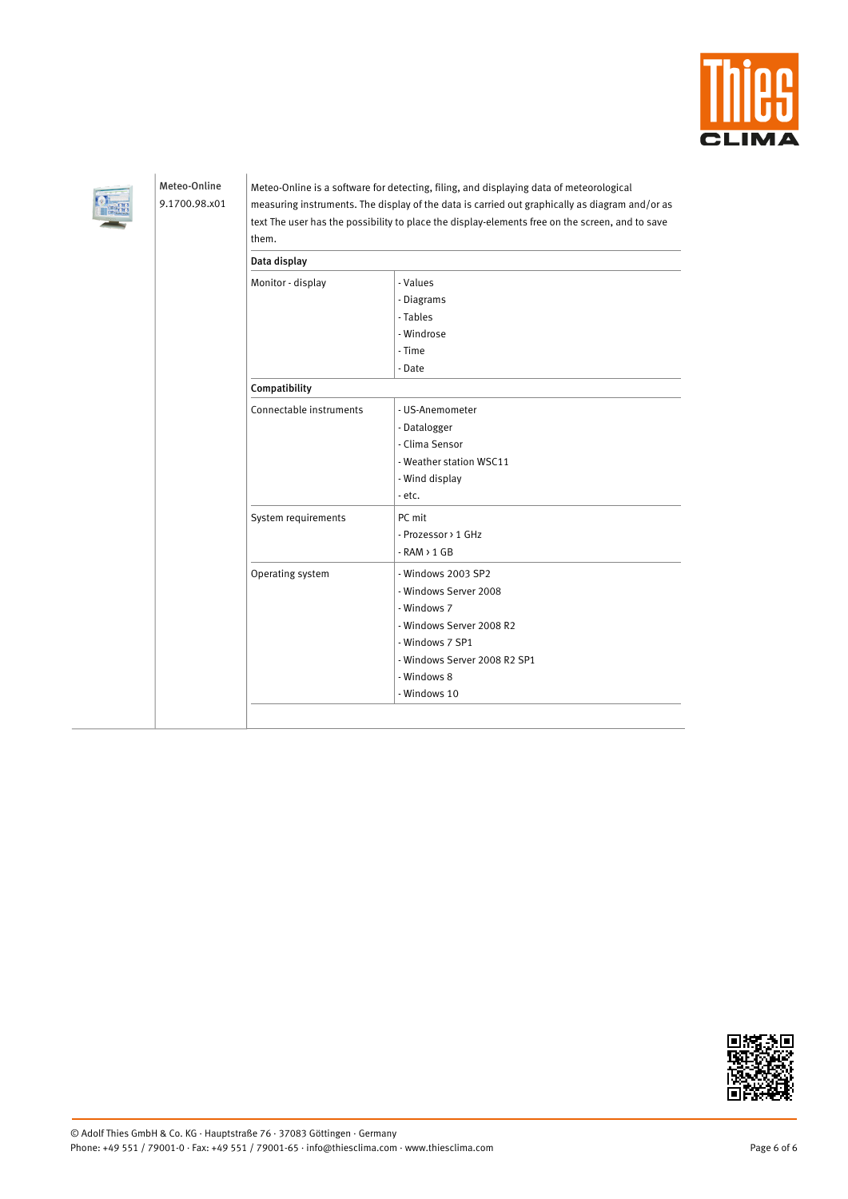**Meteo-Online**
9.1700.98.x01

Meteo-Online is a software for detecting, filing, and displaying data of meteorological measuring instruments. The display of the data is carried out graphically as diagram and/or as text The user has the possibility to place the display-elements free on the screen, and to save them.

| | |
|---|---|
| **Data display** | |
| Monitor - display | - Values<br>- Diagrams<br>- Tables<br>- Windrose<br>- Time<br>- Date |
| **Compatibility** | |
| Connectable instruments | - US-Anemometer<br>- Datalogger<br>- Clima Sensor<br>- Weather station WSC11<br>- Wind display<br>- etc. |
| System requirements | PC mit<br>- Prozessor › 1 GHz<br>- RAM › 1 GB |
| Operating system | - Windows 2003 SP2<br>- Windows Server 2008<br>- Windows 7<br>- Windows Server 2008 R2<br>- Windows 7 SP1<br>- Windows Server 2008 R2 SP1<br>- Windows 8<br>- Windows 10 |

© Adolf Thies GmbH & Co. KG · Hauptstraße 76 · 37083 Göttingen · Germany
Phone: +49 551 / 79001-0 · Fax: +49 551 / 79001-65 · info@thiesclima.com · www.thiesclima.com